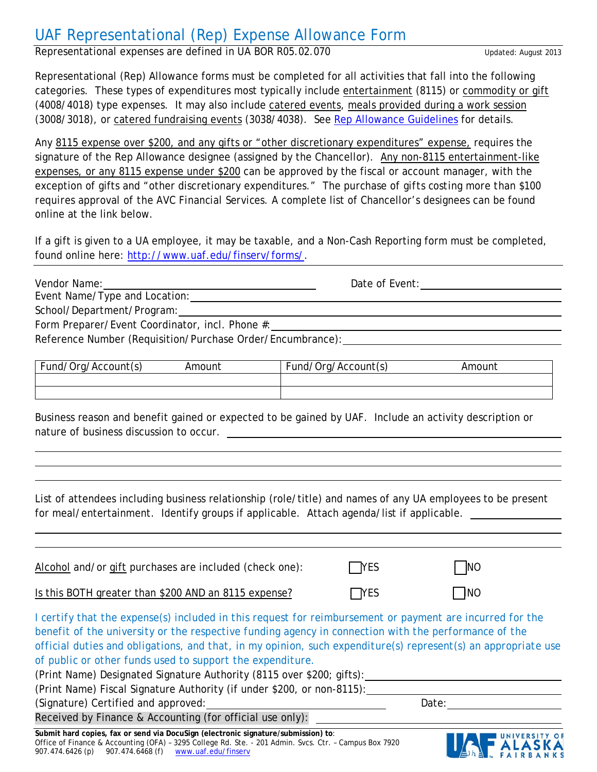# UAF Representational (Rep) Expense Allowance Form

Representational expenses are defined in UA BOR R05.02.070 Updated: August 2013

Representational (Rep) Allowance forms must be completed for all activities that fall into the following categories. These types of expenditures most typically include entertainment (8115) or commodity or gift (4008/4018) type expenses. It may also include catered events, meals provided during a work session (3008/3018), or catered fundraising events (3038/4038). See Rep Allowance Guidelines for details.

Any 8115 expense over $200, and any gifts or "other discretionary expenditures" expense, requires the signature of the Rep Allowance designee (assigned by the Chancellor). Any non-8115 entertainment-like expenses, or any 8115 expense under $200 can be approved by the fiscal or account manager, with the exception of gifts and "other discretionary expenditures." The purchase of gifts costing more than $100 requires approval of the AVC Financial Services. A complete list of Chancellor's designees can be found online at the link below.

If a gift is given to a UA employee, it may be taxable, and a Non-Cash Reporting form must be completed, found online here: http://www.uaf.edu/finserv/forms/.

---

Vendor Name: ______________________ Date of Event: ______________________

Event Name/Type and Location: ______________________

School/Department/Program: ______________________

Form Preparer/Event Coordinator, incl. Phone #: ______________________

Reference Number (Requisition/Purchase Order/Encumbrance): ______________________

| Fund/Org/Account(s) | Amount | Fund/Org/Account(s) | Amount |
|---|---|---|---|
| | | | |
| | | | |

Business reason and benefit gained or expected to be gained by UAF. Include an activity description or nature of business discussion to occur. ______________________

______________________

______________________

List of attendees including business relationship (role/title) and names of any UA employees to be present for meal/entertainment. Identify groups if applicable. Attach agenda/list if applicable. ______________________

______________________

______________________

Alcohol and/or gift purchases are included (check one): ☐ YES ☐ NO

Is this BOTH greater than $200 AND an 8115 expense? ☐ YES ☐ NO

*I certify that the expense(s) included in this request for reimbursement or payment are incurred for the benefit of the university or the respective funding agency in connection with the performance of the official duties and obligations, and that, in my opinion, such expenditure(s) represent(s) an appropriate use of public or other funds used to support the expenditure.*

(Print Name) Designated Signature Authority (8115 over $200; gifts): ______________________

(Print Name) Fiscal Signature Authority (if under $200, or non-8115): ______________________

(Signature) Certified and approved: ______________________ Date: ______________________

Received by Finance & Accounting (for official use only): ______________________

**Submit hard copies, fax or send via DocuSign (electronic signature/submission) to**:
Office of Finance & Accounting (OFA) – 3295 College Rd. Ste. - 201 Admin. Svcs. Ctr. – Campus Box 7920
907.474.6426 (p) 907.474.6468 (f) www.uaf.edu/finserv

UAF UNIVERSITY OF ALASKA FAIRBANKS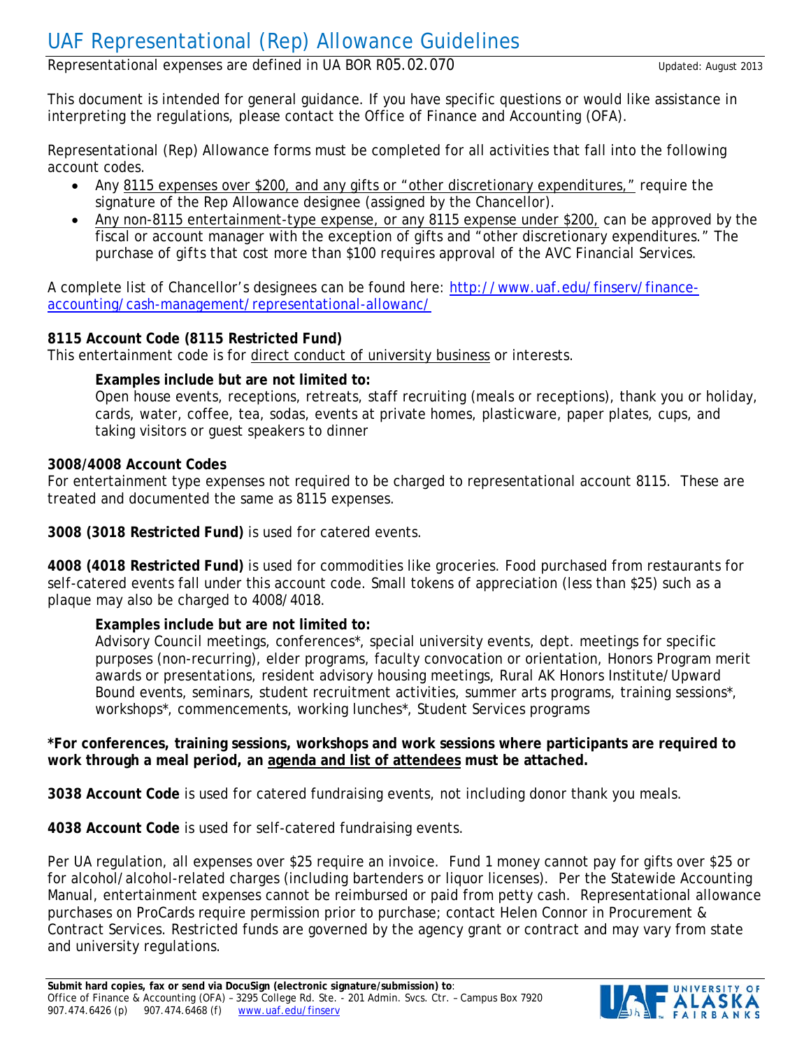# UAF Representational (Rep) Allowance Guidelines

Representational expenses are defined in UA BOR R05.02.070

Updated: August 2013

This document is intended for general guidance. If you have specific questions or would like assistance in interpreting the regulations, please contact the Office of Finance and Accounting (OFA).

Representational (Rep) Allowance forms must be completed for all activities that fall into the following account codes.

- Any 8115 expenses over $200, and any gifts or "other discretionary expenditures," require the signature of the Rep Allowance designee (assigned by the Chancellor).
- Any non-8115 entertainment-type expense, or any 8115 expense under $200, can be approved by the fiscal or account manager with the exception of gifts and "other discretionary expenditures." The purchase of gifts that cost more than $100 requires approval of the AVC Financial Services.

A complete list of Chancellor's designees can be found here: http://www.uaf.edu/finserv/finance-accounting/cash-management/representational-allowanc/

**8115 Account Code (8115 Restricted Fund)**
This entertainment code is for direct conduct of university business or interests.

> **Examples include but are not limited to:**
> Open house events, receptions, retreats, staff recruiting (meals or receptions), thank you or holiday, cards, water, coffee, tea, sodas, events at private homes, plasticware, paper plates, cups, and taking visitors or guest speakers to dinner

**3008/4008 Account Codes**
For entertainment type expenses not required to be charged to representational account 8115. These are treated and documented the same as 8115 expenses.

**3008 (3018 Restricted Fund)** is used for catered events.

**4008 (4018 Restricted Fund)** is used for commodities like groceries. Food purchased from restaurants for self-catered events fall under this account code. Small tokens of appreciation (less than $25) such as a plaque may also be charged to 4008/4018.

> **Examples include but are not limited to:**
> Advisory Council meetings, conferences*, special university events, dept. meetings for specific purposes (non-recurring), elder programs, faculty convocation or orientation, Honors Program merit awards or presentations, resident advisory housing meetings, Rural AK Honors Institute/Upward Bound events, seminars, student recruitment activities, summer arts programs, training sessions*, workshops*, commencements, working lunches*, Student Services programs

**\*For conferences, training sessions, workshops and work sessions where participants are required to work through a meal period, an agenda and list of attendees must be attached.**

**3038 Account Code** is used for catered fundraising events, not including donor thank you meals.

**4038 Account Code** is used for self-catered fundraising events.

Per UA regulation, all expenses over $25 require an invoice. Fund 1 money cannot pay for gifts over $25 or for alcohol/alcohol-related charges (including bartenders or liquor licenses). Per the Statewide Accounting Manual, entertainment expenses cannot be reimbursed or paid from petty cash. Representational allowance purchases on ProCards require permission prior to purchase; contact Helen Connor in Procurement & Contract Services. Restricted funds are governed by the agency grant or contract and may vary from state and university regulations.

**Submit hard copies, fax or send via DocuSign (electronic signature/submission) to**:
Office of Finance & Accounting (OFA) – 3295 College Rd. Ste. - 201 Admin. Svcs. Ctr. – Campus Box 7920
907.474.6426 (p) 907.474.6468 (f) www.uaf.edu/finserv